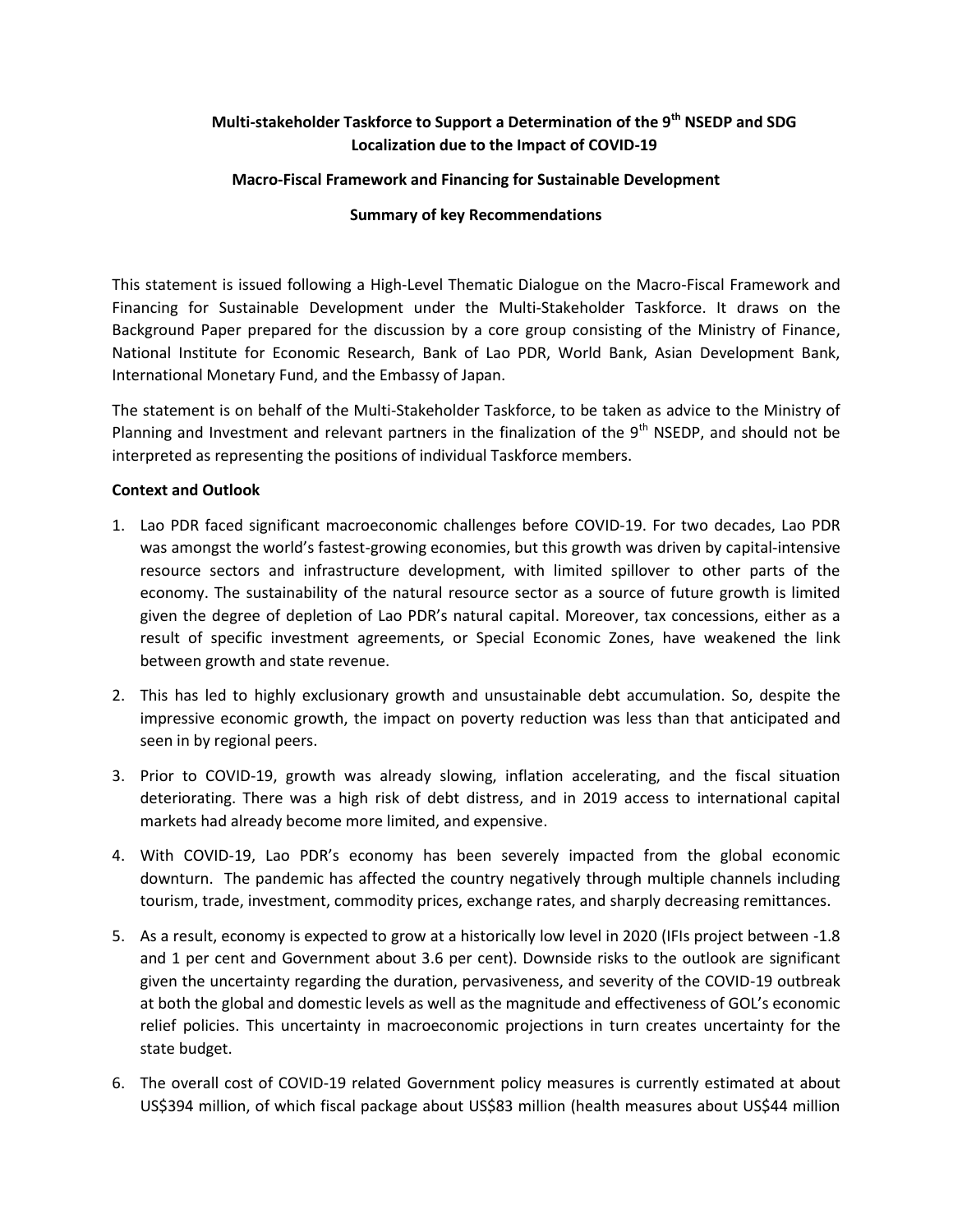**Multi-stakeholder Taskforce to Support a Determination of the 9th NSEDP and SDG Localization due to the Impact of COVID-19**

**Macro-Fiscal Framework and Financing for Sustainable Development**

**Summary of key Recommendations**

This statement is issued following a High-Level Thematic Dialogue on the Macro-Fiscal Framework and Financing for Sustainable Development under the Multi-Stakeholder Taskforce. It draws on the Background Paper prepared for the discussion by a core group consisting of the Ministry of Finance, National Institute for Economic Research, Bank of Lao PDR, World Bank, Asian Development Bank, International Monetary Fund, and the Embassy of Japan.

The statement is on behalf of the Multi-Stakeholder Taskforce, to be taken as advice to the Ministry of Planning and Investment and relevant partners in the finalization of the 9th NSEDP, and should not be interpreted as representing the positions of individual Taskforce members.

**Context and Outlook**

1. Lao PDR faced significant macroeconomic challenges before COVID-19. For two decades, Lao PDR was amongst the world's fastest-growing economies, but this growth was driven by capital-intensive resource sectors and infrastructure development, with limited spillover to other parts of the economy. The sustainability of the natural resource sector as a source of future growth is limited given the degree of depletion of Lao PDR's natural capital. Moreover, tax concessions, either as a result of specific investment agreements, or Special Economic Zones, have weakened the link between growth and state revenue.
2. This has led to highly exclusionary growth and unsustainable debt accumulation. So, despite the impressive economic growth, the impact on poverty reduction was less than that anticipated and seen in by regional peers.
3. Prior to COVID-19, growth was already slowing, inflation accelerating, and the fiscal situation deteriorating. There was a high risk of debt distress, and in 2019 access to international capital markets had already become more limited, and expensive.
4. With COVID-19, Lao PDR's economy has been severely impacted from the global economic downturn. The pandemic has affected the country negatively through multiple channels including tourism, trade, investment, commodity prices, exchange rates, and sharply decreasing remittances.
5. As a result, economy is expected to grow at a historically low level in 2020 (IFIs project between -1.8 and 1 per cent and Government about 3.6 per cent). Downside risks to the outlook are significant given the uncertainty regarding the duration, pervasiveness, and severity of the COVID-19 outbreak at both the global and domestic levels as well as the magnitude and effectiveness of GOL's economic relief policies. This uncertainty in macroeconomic projections in turn creates uncertainty for the state budget.
6. The overall cost of COVID-19 related Government policy measures is currently estimated at about US$394 million, of which fiscal package about US$83 million (health measures about US$44 million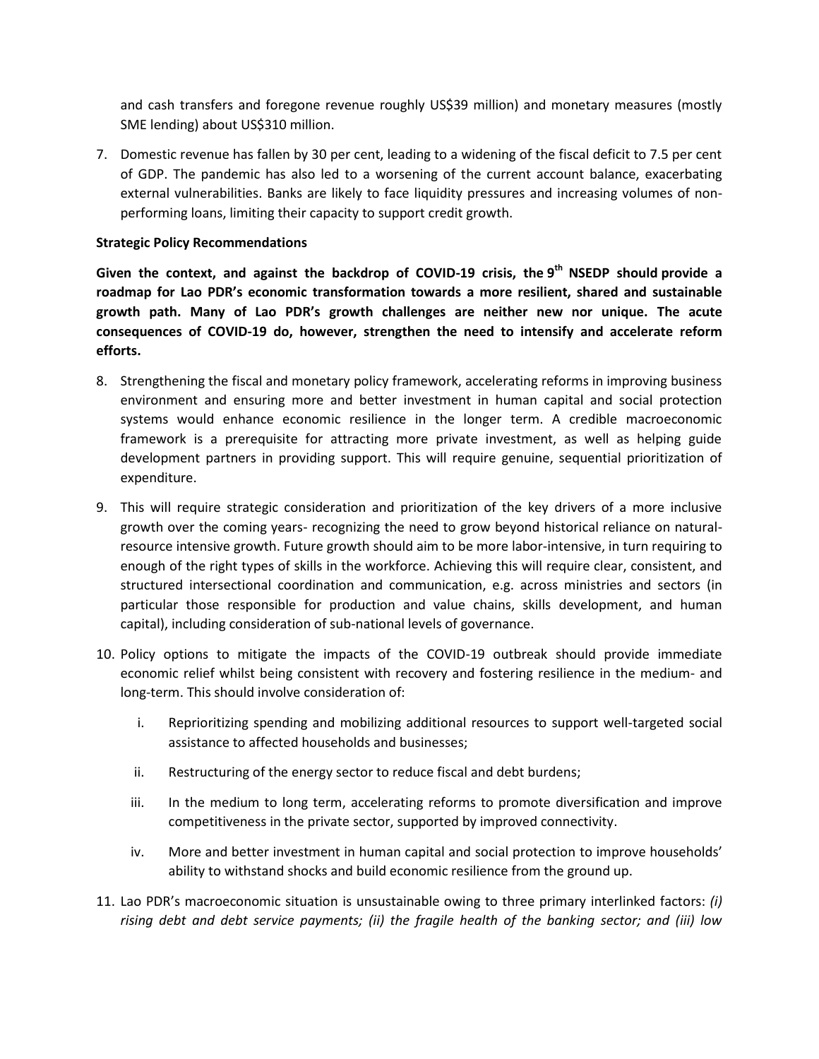and cash transfers and foregone revenue roughly US$39 million) and monetary measures (mostly SME lending) about US$310 million.

7. Domestic revenue has fallen by 30 per cent, leading to a widening of the fiscal deficit to 7.5 per cent of GDP. The pandemic has also led to a worsening of the current account balance, exacerbating external vulnerabilities. Banks are likely to face liquidity pressures and increasing volumes of non-performing loans, limiting their capacity to support credit growth.

**Strategic Policy Recommendations**

**Given the context, and against the backdrop of COVID-19 crisis, the 9th NSEDP should provide a roadmap for Lao PDR's economic transformation towards a more resilient, shared and sustainable growth path. Many of Lao PDR's growth challenges are neither new nor unique. The acute consequences of COVID-19 do, however, strengthen the need to intensify and accelerate reform efforts.**

8. Strengthening the fiscal and monetary policy framework, accelerating reforms in improving business environment and ensuring more and better investment in human capital and social protection systems would enhance economic resilience in the longer term. A credible macroeconomic framework is a prerequisite for attracting more private investment, as well as helping guide development partners in providing support. This will require genuine, sequential prioritization of expenditure.

9. This will require strategic consideration and prioritization of the key drivers of a more inclusive growth over the coming years- recognizing the need to grow beyond historical reliance on natural-resource intensive growth. Future growth should aim to be more labor-intensive, in turn requiring to enough of the right types of skills in the workforce. Achieving this will require clear, consistent, and structured intersectional coordination and communication, e.g. across ministries and sectors (in particular those responsible for production and value chains, skills development, and human capital), including consideration of sub-national levels of governance.

10. Policy options to mitigate the impacts of the COVID-19 outbreak should provide immediate economic relief whilst being consistent with recovery and fostering resilience in the medium- and long-term. This should involve consideration of:

    i. Reprioritizing spending and mobilizing additional resources to support well-targeted social assistance to affected households and businesses;

    ii. Restructuring of the energy sector to reduce fiscal and debt burdens;

    iii. In the medium to long term, accelerating reforms to promote diversification and improve competitiveness in the private sector, supported by improved connectivity.

    iv. More and better investment in human capital and social protection to improve households' ability to withstand shocks and build economic resilience from the ground up.

11. Lao PDR's macroeconomic situation is unsustainable owing to three primary interlinked factors: *(i) rising debt and debt service payments; (ii) the fragile health of the banking sector; and (iii) low*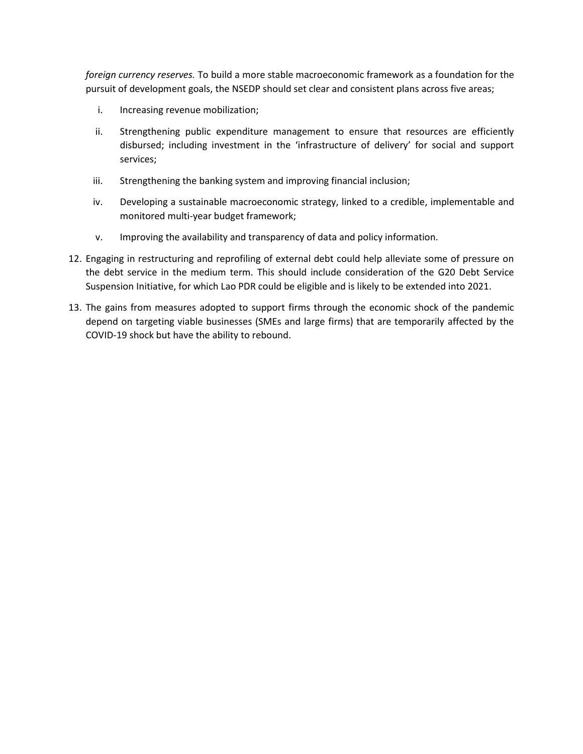*foreign currency reserves.* To build a more stable macroeconomic framework as a foundation for the pursuit of development goals, the NSEDP should set clear and consistent plans across five areas;

i. Increasing revenue mobilization;

ii. Strengthening public expenditure management to ensure that resources are efficiently disbursed; including investment in the 'infrastructure of delivery' for social and support services;

iii. Strengthening the banking system and improving financial inclusion;

iv. Developing a sustainable macroeconomic strategy, linked to a credible, implementable and monitored multi-year budget framework;

v. Improving the availability and transparency of data and policy information.

12. Engaging in restructuring and reprofiling of external debt could help alleviate some of pressure on the debt service in the medium term. This should include consideration of the G20 Debt Service Suspension Initiative, for which Lao PDR could be eligible and is likely to be extended into 2021.

13. The gains from measures adopted to support firms through the economic shock of the pandemic depend on targeting viable businesses (SMEs and large firms) that are temporarily affected by the COVID-19 shock but have the ability to rebound.